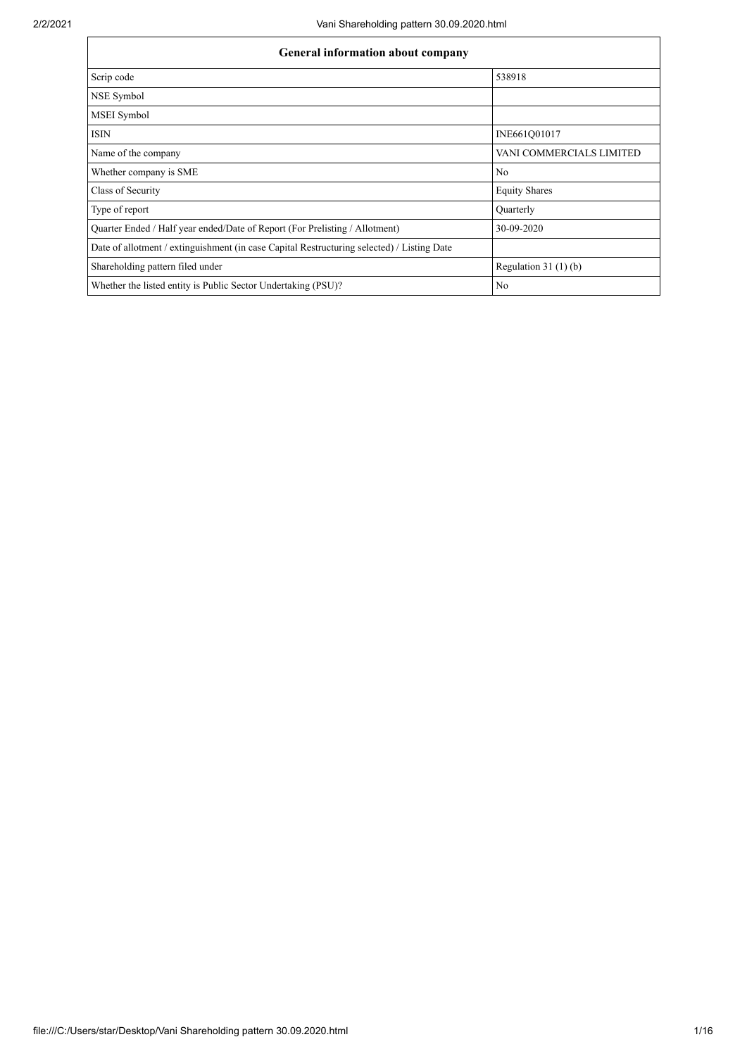| General information about company | |
|---|---|
| Scrip code | 538918 |
| NSE Symbol | |
| MSEI Symbol | |
| ISIN | INE661Q01017 |
| Name of the company | VANI COMMERCIALS LIMITED |
| Whether company is SME | No |
| Class of Security | Equity Shares |
| Type of report | Quarterly |
| Quarter Ended / Half year ended/Date of Report (For Prelisting / Allotment) | 30-09-2020 |
| Date of allotment / extinguishment (in case Capital Restructuring selected) / Listing Date | |
| Shareholding pattern filed under | Regulation 31 (1) (b) |
| Whether the listed entity is Public Sector Undertaking (PSU)? | No |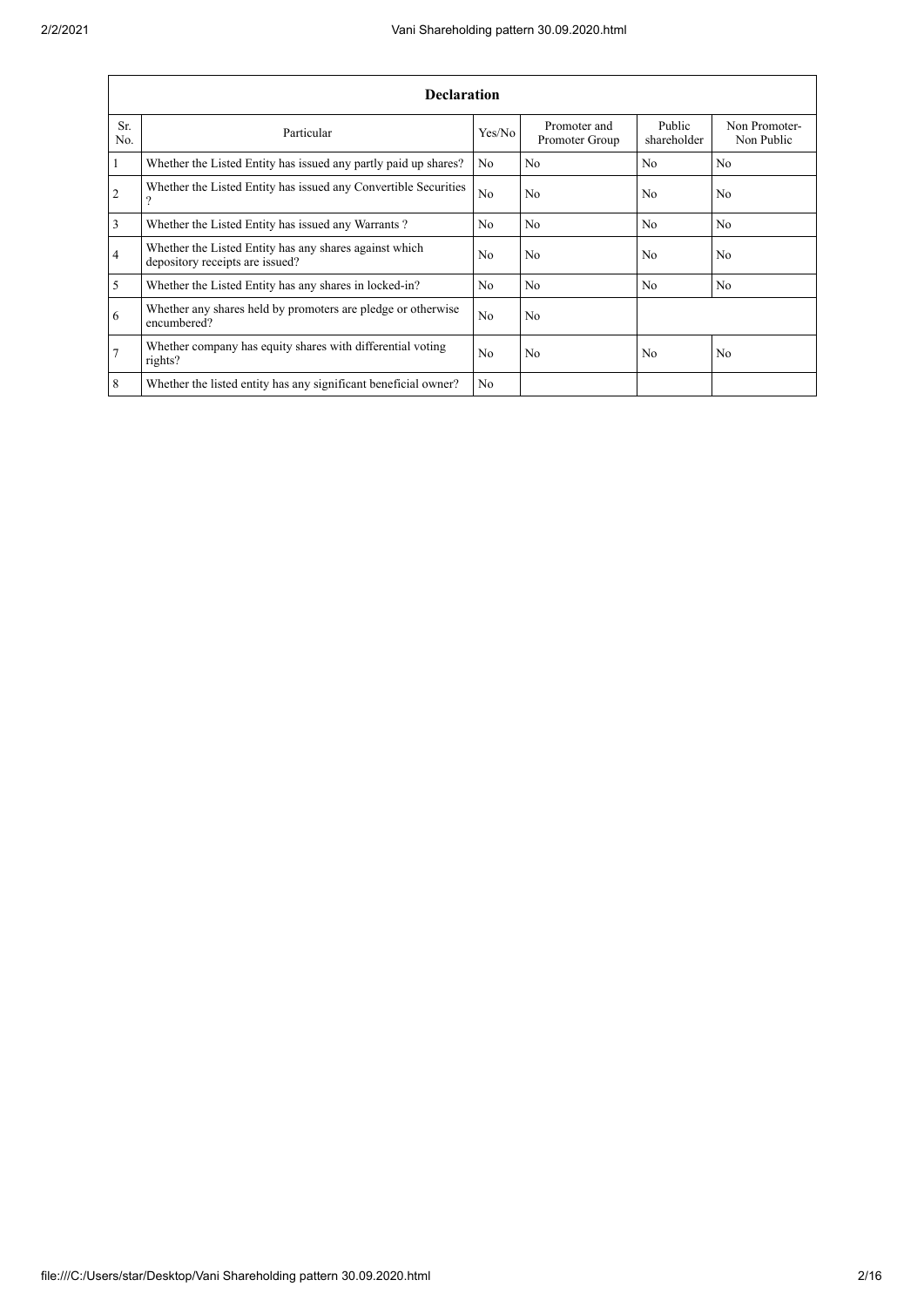| Declaration | | | | | |
|---|---|---|---|---|---|
| Sr. No. | Particular | Yes/No | Promoter and Promoter Group | Public shareholder | Non Promoter- Non Public |
| 1 | Whether the Listed Entity has issued any partly paid up shares? | No | No | No | No |
| 2 | Whether the Listed Entity has issued any Convertible Securities ? | No | No | No | No |
| 3 | Whether the Listed Entity has issued any Warrants ? | No | No | No | No |
| 4 | Whether the Listed Entity has any shares against which depository receipts are issued? | No | No | No | No |
| 5 | Whether the Listed Entity has any shares in locked-in? | No | No | No | No |
| 6 | Whether any shares held by promoters are pledge or otherwise encumbered? | No | No | | |
| 7 | Whether company has equity shares with differential voting rights? | No | No | No | No |
| 8 | Whether the listed entity has any significant beneficial owner? | No | | | |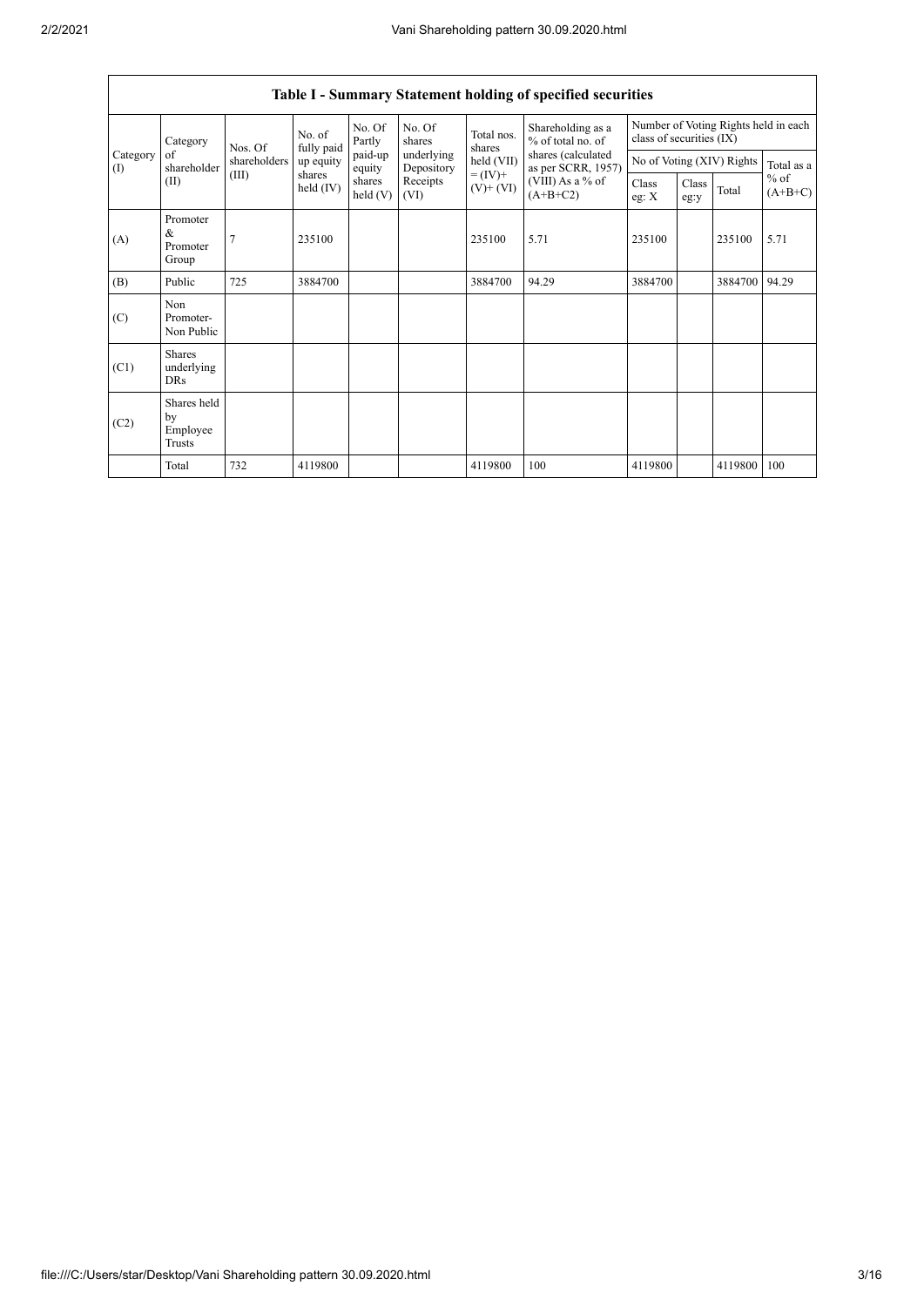## Table I - Summary Statement holding of specified securities

| Category (I) | Category of shareholder (II) | Nos. Of shareholders (III) | No. of fully paid up equity shares held (IV) | No. Of Partly paid-up equity shares held (V) | No. Of shares underlying Depository Receipts (VI) | Total nos. shares held (VII) = (IV)+ (V)+ (VI) | Shareholding as a % of total no. of shares (calculated as per SCRR, 1957) (VIII) As a % of (A+B+C2) | Number of Voting Rights held in each class of securities (IX) | | | |
|---|---|---|---|---|---|---|---|---|---|---|---|
| | | | | | | | | No of Voting (XIV) Rights | | | Total as a % of (A+B+C) |
| | | | | | | | | Class eg: X | Class eg:y | Total | |
| (A) | Promoter & Promoter Group | 7 | 235100 | | | 235100 | 5.71 | 235100 | | 235100 | 5.71 |
| (B) | Public | 725 | 3884700 | | | 3884700 | 94.29 | 3884700 | | 3884700 | 94.29 |
| (C) | Non Promoter- Non Public | | | | | | | | | | |
| (C1) | Shares underlying DRs | | | | | | | | | | |
| (C2) | Shares held by Employee Trusts | | | | | | | | | | |
| | Total | 732 | 4119800 | | | 4119800 | 100 | 4119800 | | 4119800 | 100 |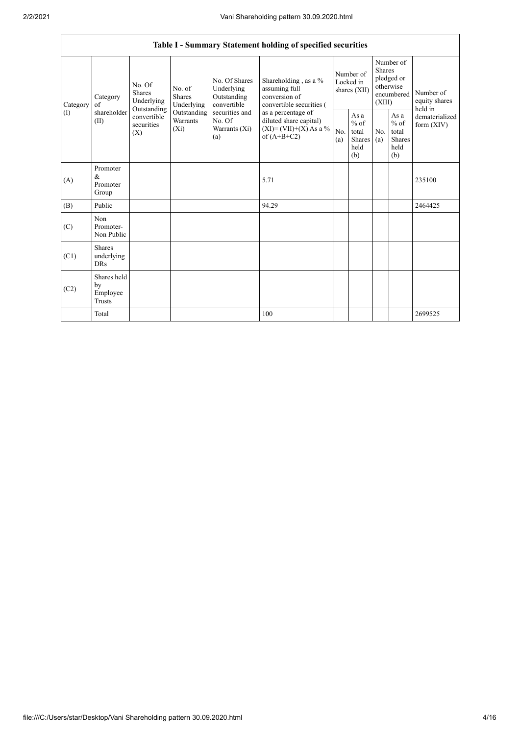## Table I - Summary Statement holding of specified securities

| Category (I) | Category of shareholder (II) | No. Of Shares Underlying Outstanding convertible securities (X) | No. of Shares Underlying Outstanding Warrants (Xi) | No. Of Shares Underlying Outstanding convertible securities and No. Of Warrants (Xi) (a) | Shareholding , as a % assuming full conversion of convertible securities ( as a percentage of diluted share capital) (XI)= (VII)+(X) As a % of (A+B+C2) | Number of Locked in shares (XII) | | Number of Shares pledged or otherwise encumbered (XIII) | | Number of equity shares held in dematerialized form (XIV) |
|---|---|---|---|---|---|---|---|---|---|---|
| | | | | | | No. (a) | As a % of total Shares held (b) | No. (a) | As a % of total Shares held (b) | |
| (A) | Promoter & Promoter Group | | | | 5.71 | | | | | 235100 |
| (B) | Public | | | | 94.29 | | | | | 2464425 |
| (C) | Non Promoter- Non Public | | | | | | | | | |
| (C1) | Shares underlying DRs | | | | | | | | | |
| (C2) | Shares held by Employee Trusts | | | | | | | | | |
| | Total | | | | 100 | | | | | 2699525 |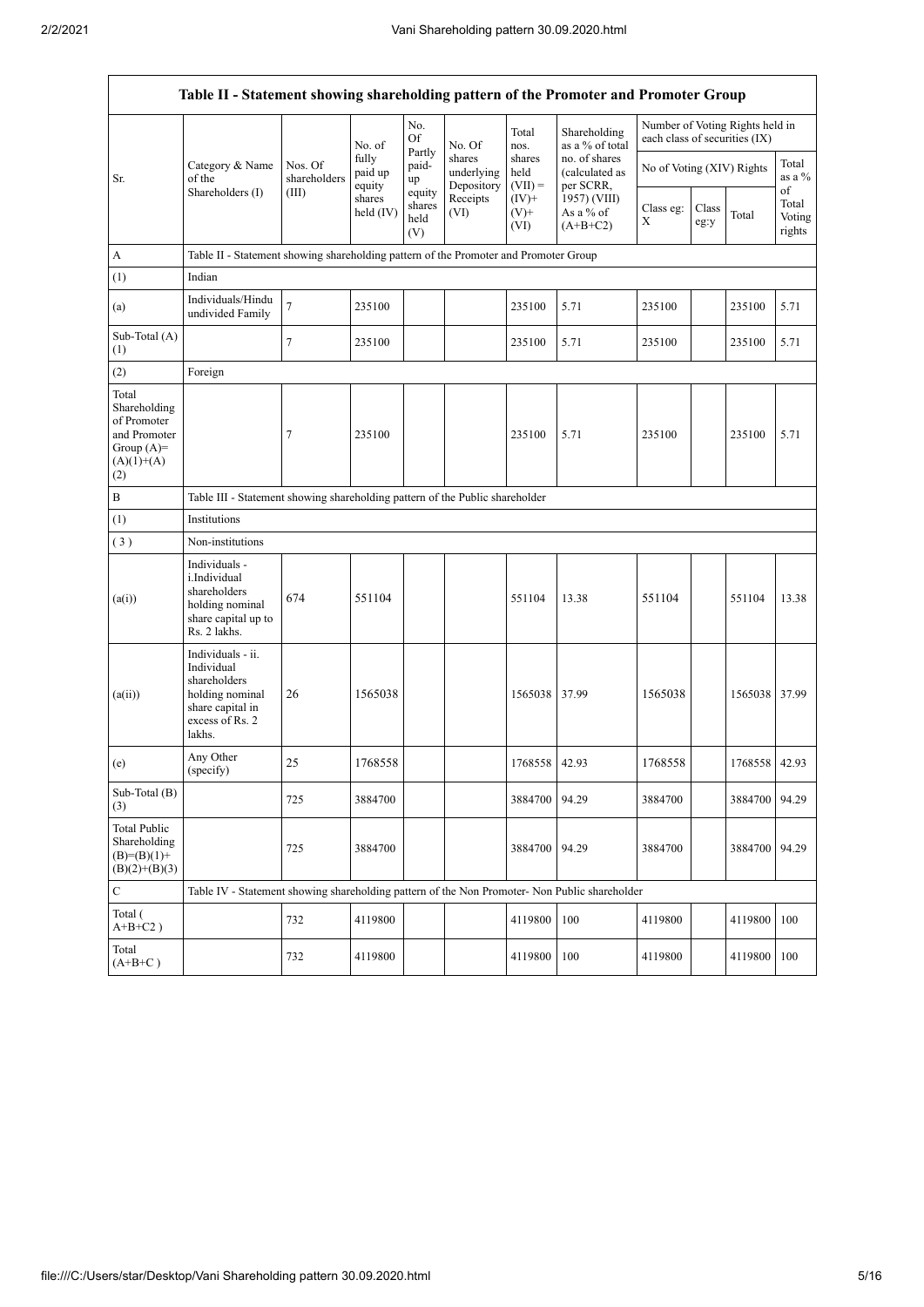| Table II - Statement showing shareholding pattern of the Promoter and Promoter Group | | | | | | | | | | | | |
|---|---|---|---|---|---|---|---|---|---|---|---|---|
| Sr. | Category & Name of the Shareholders (I) | Nos. Of shareholders (III) | No. of fully paid up equity shares held (IV) | No. Of Partly paid-up equity shares held (V) | No. Of shares underlying Depository Receipts (VI) | Total nos. shares held (VII) = (IV)+ (V)+ (VI) | Shareholding as a % of total no. of shares (calculated as per SCRR, 1957) (VIII) As a % of (A+B+C2) | Number of Voting Rights held in each class of securities (IX) | | | | |
| | | | | | | | | No of Voting (XIV) Rights | | | Total as a % of Total Voting rights |
| | | | | | | | | Class eg: X | Class eg:y | Total | |
| A | Table II - Statement showing shareholding pattern of the Promoter and Promoter Group | | | | | | | | | | | |
| (1) | Indian | | | | | | | | | | | |
| (a) | Individuals/Hindu undivided Family | 7 | 235100 | | | 235100 | 5.71 | 235100 | | 235100 | 5.71 |
| Sub-Total (A) (1) | | 7 | 235100 | | | 235100 | 5.71 | 235100 | | 235100 | 5.71 |
| (2) | Foreign | | | | | | | | | | | |
| Total Shareholding of Promoter and Promoter Group (A)= (A)(1)+(A) (2) | | 7 | 235100 | | | 235100 | 5.71 | 235100 | | 235100 | 5.71 |
| B | Table III - Statement showing shareholding pattern of the Public shareholder | | | | | | | | | | | |
| (1) | Institutions | | | | | | | | | | | |
| (3) | Non-institutions | | | | | | | | | | | |
| (a(i)) | Individuals - i.Individual shareholders holding nominal share capital up to Rs. 2 lakhs. | 674 | 551104 | | | 551104 | 13.38 | 551104 | | 551104 | 13.38 |
| (a(ii)) | Individuals - ii. Individual shareholders holding nominal share capital in excess of Rs. 2 lakhs. | 26 | 1565038 | | | 1565038 | 37.99 | 1565038 | | 1565038 | 37.99 |
| (e) | Any Other (specify) | 25 | 1768558 | | | 1768558 | 42.93 | 1768558 | | 1768558 | 42.93 |
| Sub-Total (B) (3) | | 725 | 3884700 | | | 3884700 | 94.29 | 3884700 | | 3884700 | 94.29 |
| Total Public Shareholding (B)=(B)(1)+ (B)(2)+(B)(3) | | 725 | 3884700 | | | 3884700 | 94.29 | 3884700 | | 3884700 | 94.29 |
| C | Table IV - Statement showing shareholding pattern of the Non Promoter- Non Public shareholder | | | | | | | | | | | |
| Total ( A+B+C2 ) | | 732 | 4119800 | | | 4119800 | 100 | 4119800 | | 4119800 | 100 |
| Total (A+B+C ) | | 732 | 4119800 | | | 4119800 | 100 | 4119800 | | 4119800 | 100 |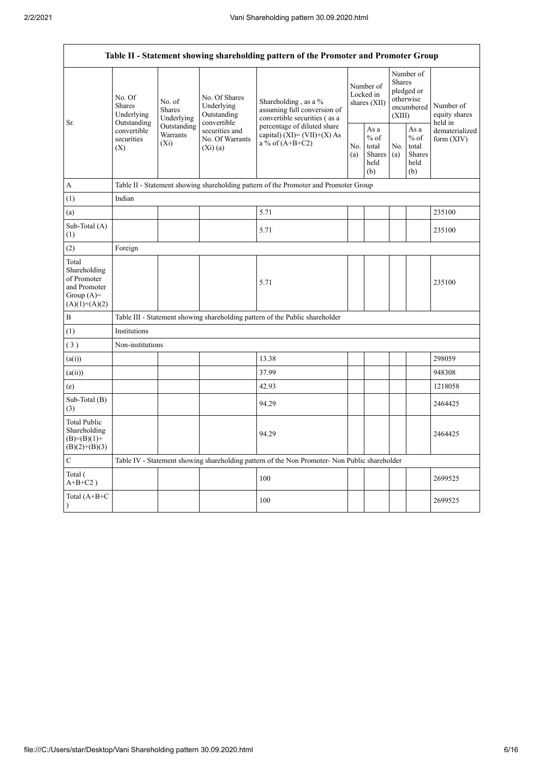| Table II - Statement showing shareholding pattern of the Promoter and Promoter Group | | | | | | | | | |
|---|---|---|---|---|---|---|---|---|---|
| Sr. | No. Of Shares Underlying Outstanding convertible securities (X) | No. of Shares Underlying Outstanding Warrants (Xi) | No. Of Shares Underlying Outstanding convertible securities and No. Of Warrants (Xi) (a) | Shareholding , as a % assuming full conversion of convertible securities ( as a percentage of diluted share capital) (XI)= (VII)+(X) As a % of (A+B+C2) | Number of Locked in shares (XII) | | Number of Shares pledged or otherwise encumbered (XIII) | | Number of equity shares held in dematerialized form (XIV) |
| | | | | | No. (a) | As a % of total Shares held (b) | No. (a) | As a % of total Shares held (b) | |
| A | Table II - Statement showing shareholding pattern of the Promoter and Promoter Group | | | | | | | | |
| (1) | Indian | | | | | | | | |
| (a) | | | | 5.71 | | | | | 235100 |
| Sub-Total (A) (1) | | | | 5.71 | | | | | 235100 |
| (2) | Foreign | | | | | | | | |
| Total Shareholding of Promoter and Promoter Group (A)= (A)(1)+(A)(2) | | | | 5.71 | | | | | 235100 |
| B | Table III - Statement showing shareholding pattern of the Public shareholder | | | | | | | | |
| (1) | Institutions | | | | | | | | |
| ( 3 ) | Non-institutions | | | | | | | | |
| (a(i)) | | | | 13.38 | | | | | 298059 |
| (a(ii)) | | | | 37.99 | | | | | 948308 |
| (e) | | | | 42.93 | | | | | 1218058 |
| Sub-Total (B) (3) | | | | 94.29 | | | | | 2464425 |
| Total Public Shareholding (B)=(B)(1)+ (B)(2)+(B)(3) | | | | 94.29 | | | | | 2464425 |
| C | Table IV - Statement showing shareholding pattern of the Non Promoter- Non Public shareholder | | | | | | | | |
| Total ( A+B+C2 ) | | | | 100 | | | | | 2699525 |
| Total (A+B+C ) | | | | 100 | | | | | 2699525 |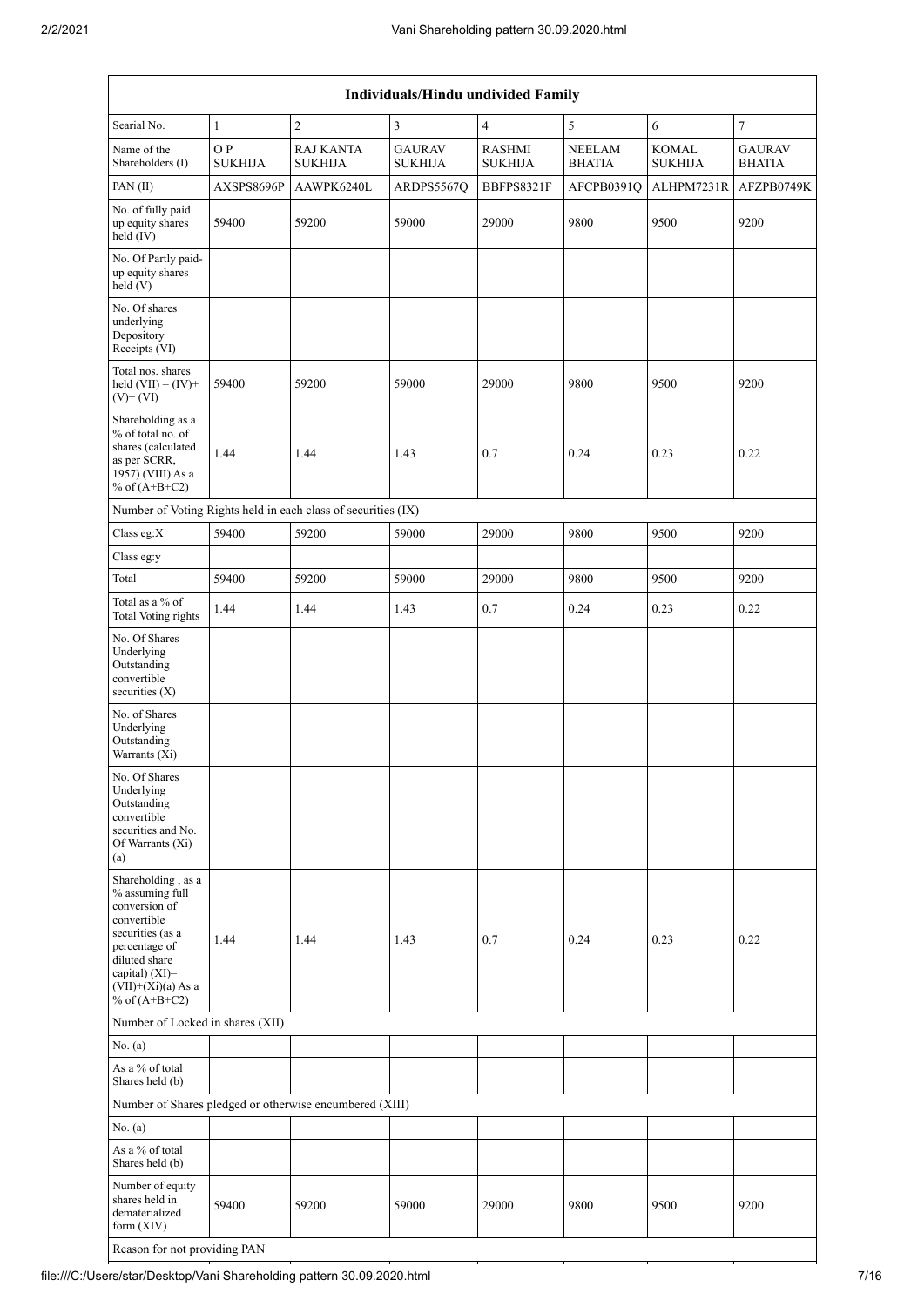| Individuals/Hindu undivided Family | | | | | | | |
|---|---|---|---|---|---|---|---|
| Searial No. | 1 | 2 | 3 | 4 | 5 | 6 | 7 |
| Name of the Shareholders (I) | O P SUKHIJA | RAJ KANTA SUKHIJA | GAURAV SUKHIJA | RASHMI SUKHIJA | NEELAM BHATIA | KOMAL SUKHIJA | GAURAV BHATIA |
| PAN (II) | AXSPS8696P | AAWPK6240L | ARDPS5567Q | BBFPS8321F | AFCPB0391Q | ALHPM7231R | AFZPB0749K |
| No. of fully paid up equity shares held (IV) | 59400 | 59200 | 59000 | 29000 | 9800 | 9500 | 9200 |
| No. Of Partly paid-up equity shares held (V) | | | | | | | |
| No. Of shares underlying Depository Receipts (VI) | | | | | | | |
| Total nos. shares held (VII) = (IV)+ (V)+ (VI) | 59400 | 59200 | 59000 | 29000 | 9800 | 9500 | 9200 |
| Shareholding as a % of total no. of shares (calculated as per SCRR, 1957) (VIII) As a % of (A+B+C2) | 1.44 | 1.44 | 1.43 | 0.7 | 0.24 | 0.23 | 0.22 |
| Number of Voting Rights held in each class of securities (IX) | | | | | | | |
| Class eg:X | 59400 | 59200 | 59000 | 29000 | 9800 | 9500 | 9200 |
| Class eg:y | | | | | | | |
| Total | 59400 | 59200 | 59000 | 29000 | 9800 | 9500 | 9200 |
| Total as a % of Total Voting rights | 1.44 | 1.44 | 1.43 | 0.7 | 0.24 | 0.23 | 0.22 |
| No. Of Shares Underlying Outstanding convertible securities (X) | | | | | | | |
| No. of Shares Underlying Outstanding Warrants (Xi) | | | | | | | |
| No. Of Shares Underlying Outstanding convertible securities and No. Of Warrants (Xi) (a) | | | | | | | |
| Shareholding , as a % assuming full conversion of convertible securities (as a percentage of diluted share capital) (XI)= (VII)+(Xi)(a) As a % of (A+B+C2) | 1.44 | 1.44 | 1.43 | 0.7 | 0.24 | 0.23 | 0.22 |
| Number of Locked in shares (XII) | | | | | | | |
| No. (a) | | | | | | | |
| As a % of total Shares held (b) | | | | | | | |
| Number of Shares pledged or otherwise encumbered (XIII) | | | | | | | |
| No. (a) | | | | | | | |
| As a % of total Shares held (b) | | | | | | | |
| Number of equity shares held in dematerialized form (XIV) | 59400 | 59200 | 59000 | 29000 | 9800 | 9500 | 9200 |
| Reason for not providing PAN | | | | | | | |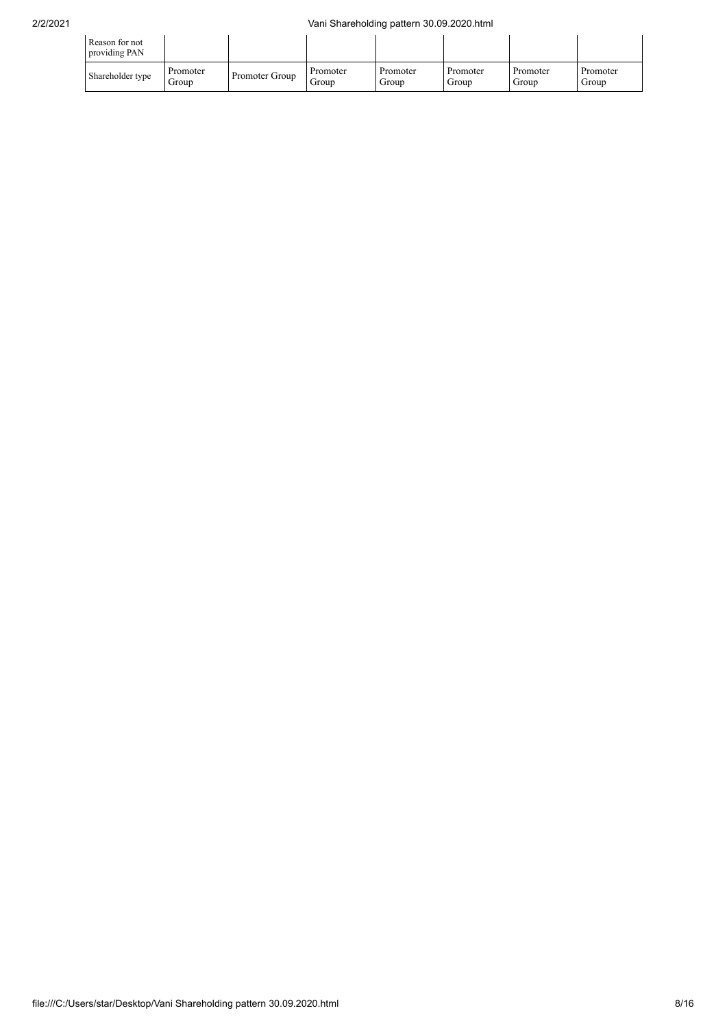| Reason for not providing PAN | | | | | | | |
|---|---|---|---|---|---|---|---|
| Shareholder type | Promoter Group | Promoter Group | Promoter Group | Promoter Group | Promoter Group | Promoter Group | Promoter Group |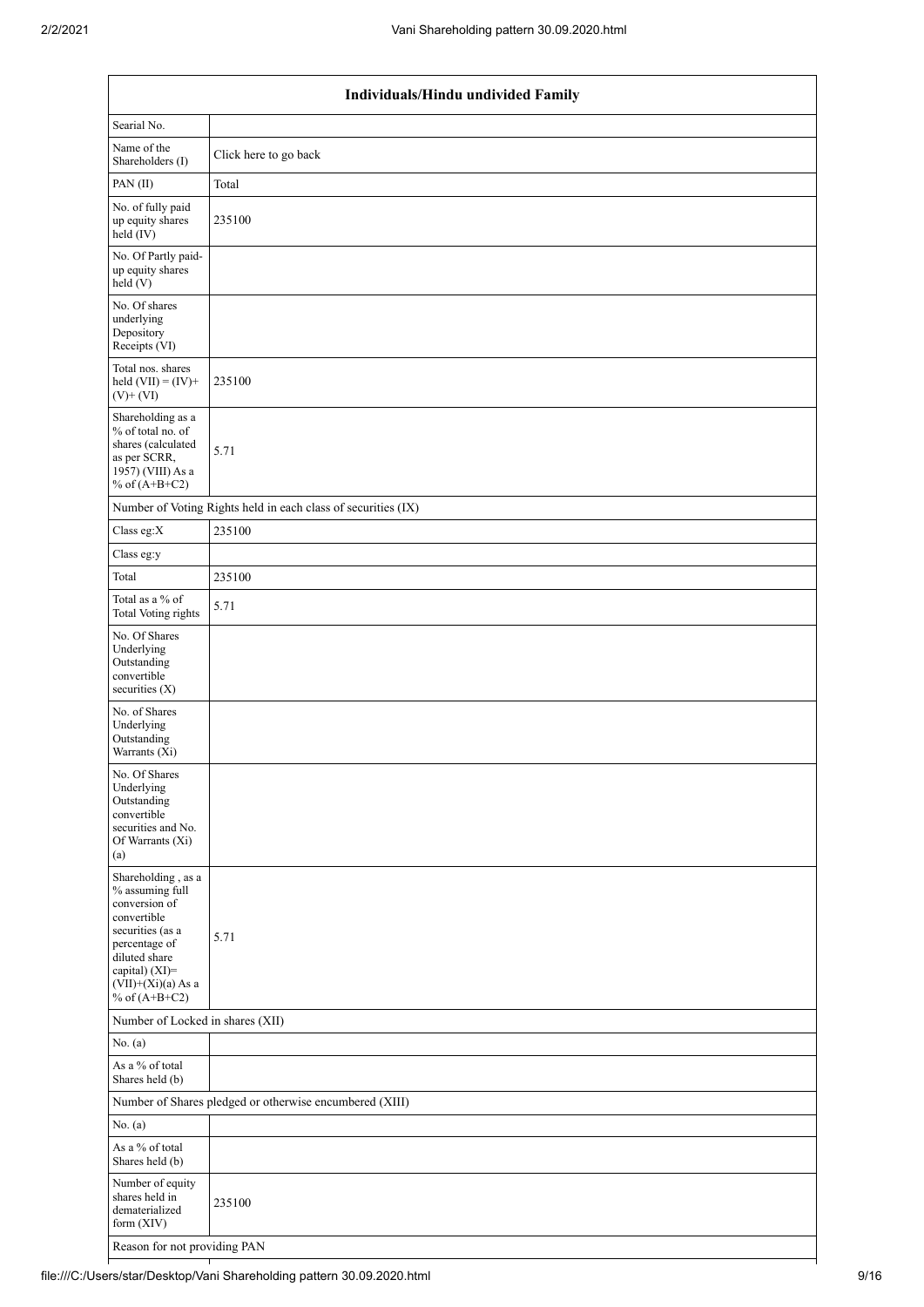| Individuals/Hindu undivided Family | |
|---|---|
| Searial No. | |
| Name of the Shareholders (I) | Click here to go back |
| PAN (II) | Total |
| No. of fully paid up equity shares held (IV) | 235100 |
| No. Of Partly paid-up equity shares held (V) | |
| No. Of shares underlying Depository Receipts (VI) | |
| Total nos. shares held (VII) = (IV)+ (V)+ (VI) | 235100 |
| Shareholding as a % of total no. of shares (calculated as per SCRR, 1957) (VIII) As a % of (A+B+C2) | 5.71 |
| Number of Voting Rights held in each class of securities (IX) | |
| Class eg:X | 235100 |
| Class eg:y | |
| Total | 235100 |
| Total as a % of Total Voting rights | 5.71 |
| No. Of Shares Underlying Outstanding convertible securities (X) | |
| No. of Shares Underlying Outstanding Warrants (Xi) | |
| No. Of Shares Underlying Outstanding convertible securities and No. Of Warrants (Xi) (a) | |
| Shareholding , as a % assuming full conversion of convertible securities (as a percentage of diluted share capital) (XI)= (VII)+(Xi)(a) As a % of (A+B+C2) | 5.71 |
| Number of Locked in shares (XII) | |
| No. (a) | |
| As a % of total Shares held (b) | |
| Number of Shares pledged or otherwise encumbered (XIII) | |
| No. (a) | |
| As a % of total Shares held (b) | |
| Number of equity shares held in dematerialized form (XIV) | 235100 |
| Reason for not providing PAN | |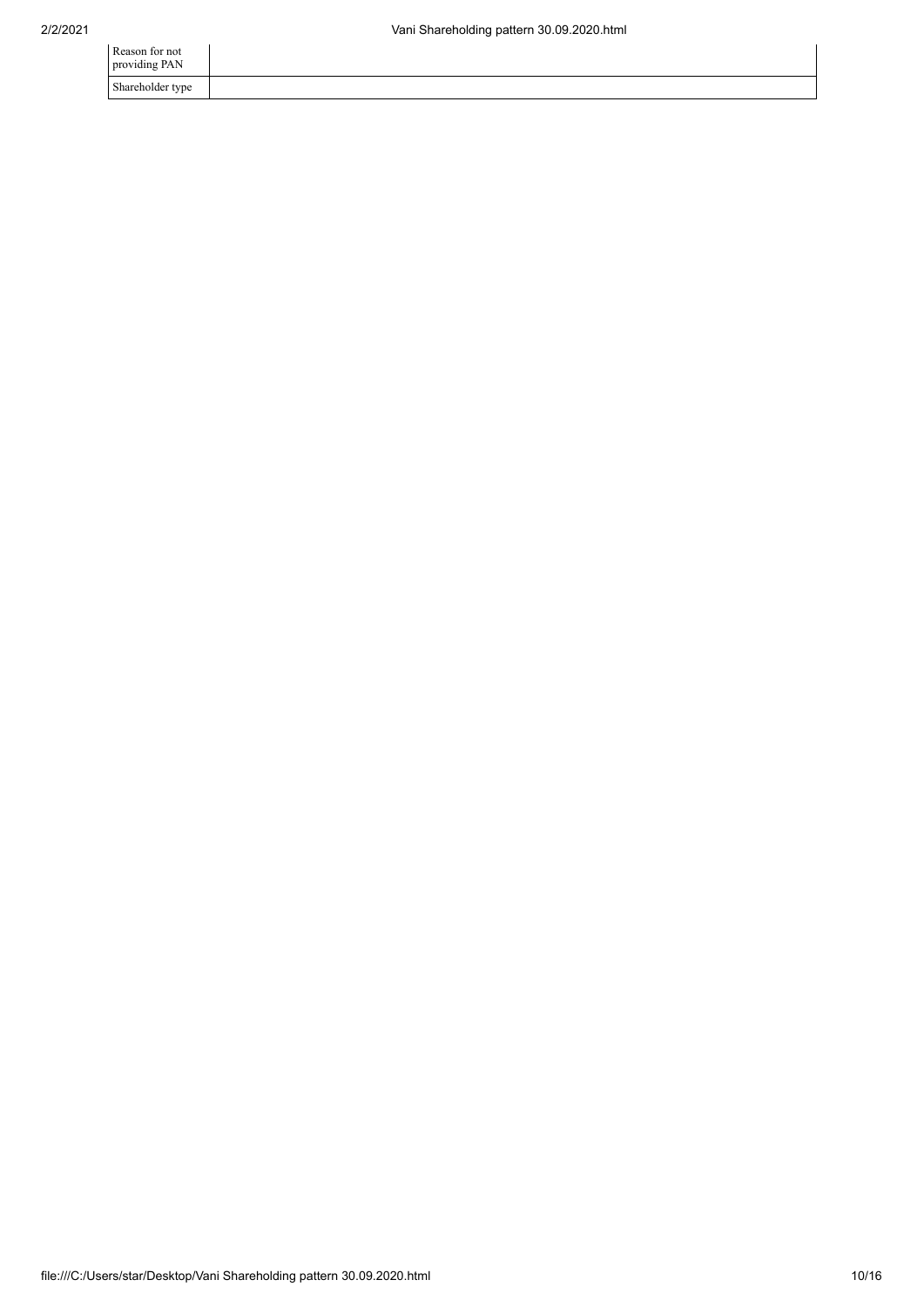| Reason for not providing PAN | |
|---|---|
| Shareholder type | |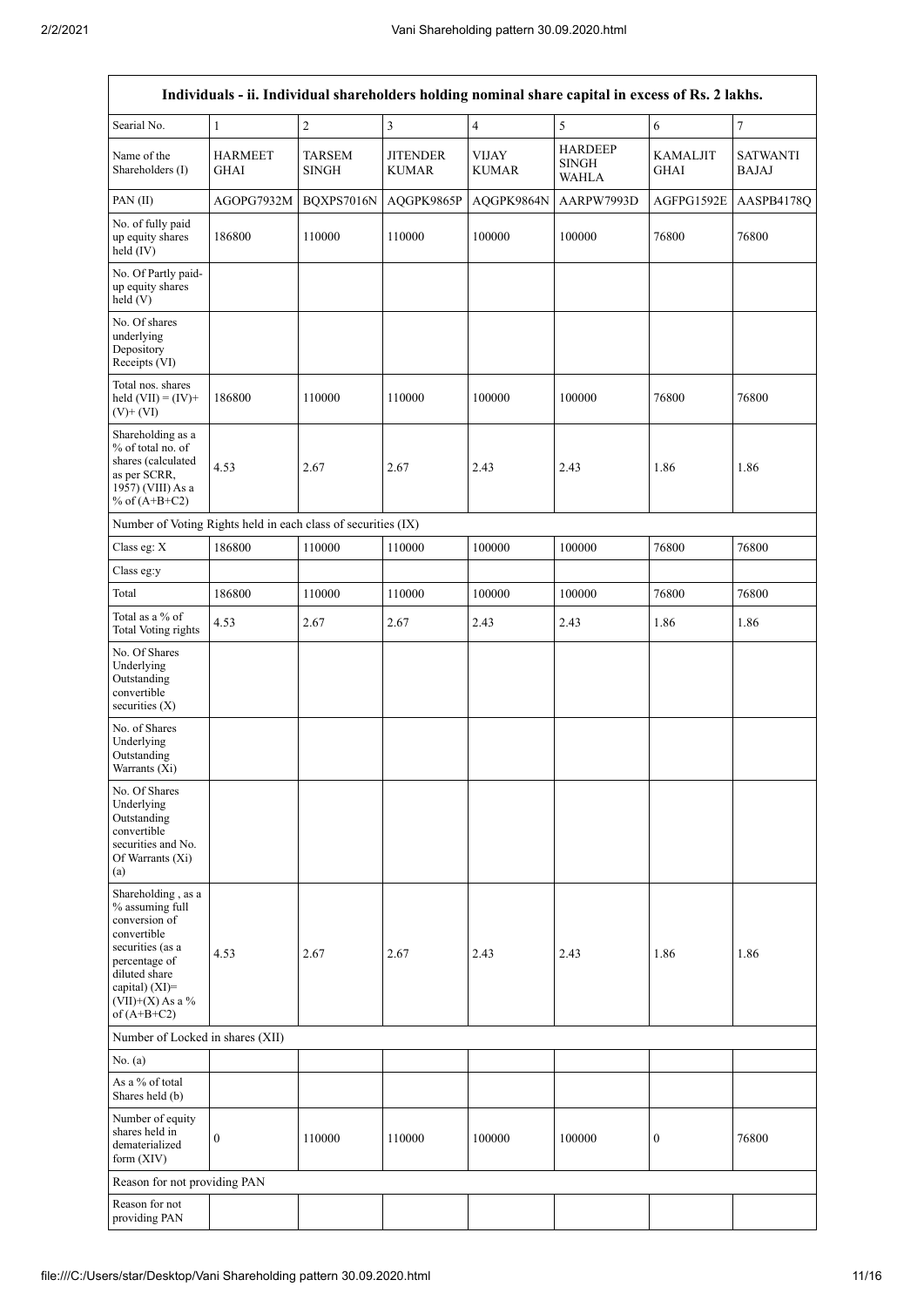| Individuals - ii. Individual shareholders holding nominal share capital in excess of Rs. 2 lakhs. | | | | | | | |
|---|---|---|---|---|---|---|---|
| Searial No. | 1 | 2 | 3 | 4 | 5 | 6 | 7 |
| Name of the Shareholders (I) | HARMEET GHAI | TARSEM SINGH | JITENDER KUMAR | VIJAY KUMAR | HARDEEP SINGH WAHLA | KAMALJIT GHAI | SATWANTI BAJAJ |
| PAN (II) | AGOPG7932M | BQXPS7016N | AQGPK9865P | AQGPK9864N | AARPW7993D | AGFPG1592E | AASPB4178Q |
| No. of fully paid up equity shares held (IV) | 186800 | 110000 | 110000 | 100000 | 100000 | 76800 | 76800 |
| No. Of Partly paid-up equity shares held (V) | | | | | | | |
| No. Of shares underlying Depository Receipts (VI) | | | | | | | |
| Total nos. shares held (VII) = (IV)+ (V)+ (VI) | 186800 | 110000 | 110000 | 100000 | 100000 | 76800 | 76800 |
| Shareholding as a % of total no. of shares (calculated as per SCRR, 1957) (VIII) As a % of (A+B+C2) | 4.53 | 2.67 | 2.67 | 2.43 | 2.43 | 1.86 | 1.86 |
| Number of Voting Rights held in each class of securities (IX) | | | | | | | |
| Class eg: X | 186800 | 110000 | 110000 | 100000 | 100000 | 76800 | 76800 |
| Class eg:y | | | | | | | |
| Total | 186800 | 110000 | 110000 | 100000 | 100000 | 76800 | 76800 |
| Total as a % of Total Voting rights | 4.53 | 2.67 | 2.67 | 2.43 | 2.43 | 1.86 | 1.86 |
| No. Of Shares Underlying Outstanding convertible securities (X) | | | | | | | |
| No. of Shares Underlying Outstanding Warrants (Xi) | | | | | | | |
| No. Of Shares Underlying Outstanding convertible securities and No. Of Warrants (Xi) (a) | | | | | | | |
| Shareholding , as a % assuming full conversion of convertible securities (as a percentage of diluted share capital) (XI)= (VII)+(X) As a % of (A+B+C2) | 4.53 | 2.67 | 2.67 | 2.43 | 2.43 | 1.86 | 1.86 |
| Number of Locked in shares (XII) | | | | | | | |
| No. (a) | | | | | | | |
| As a % of total Shares held (b) | | | | | | | |
| Number of equity shares held in dematerialized form (XIV) | 0 | 110000 | 110000 | 100000 | 100000 | 0 | 76800 |
| Reason for not providing PAN | | | | | | | |
| Reason for not providing PAN | | | | | | | |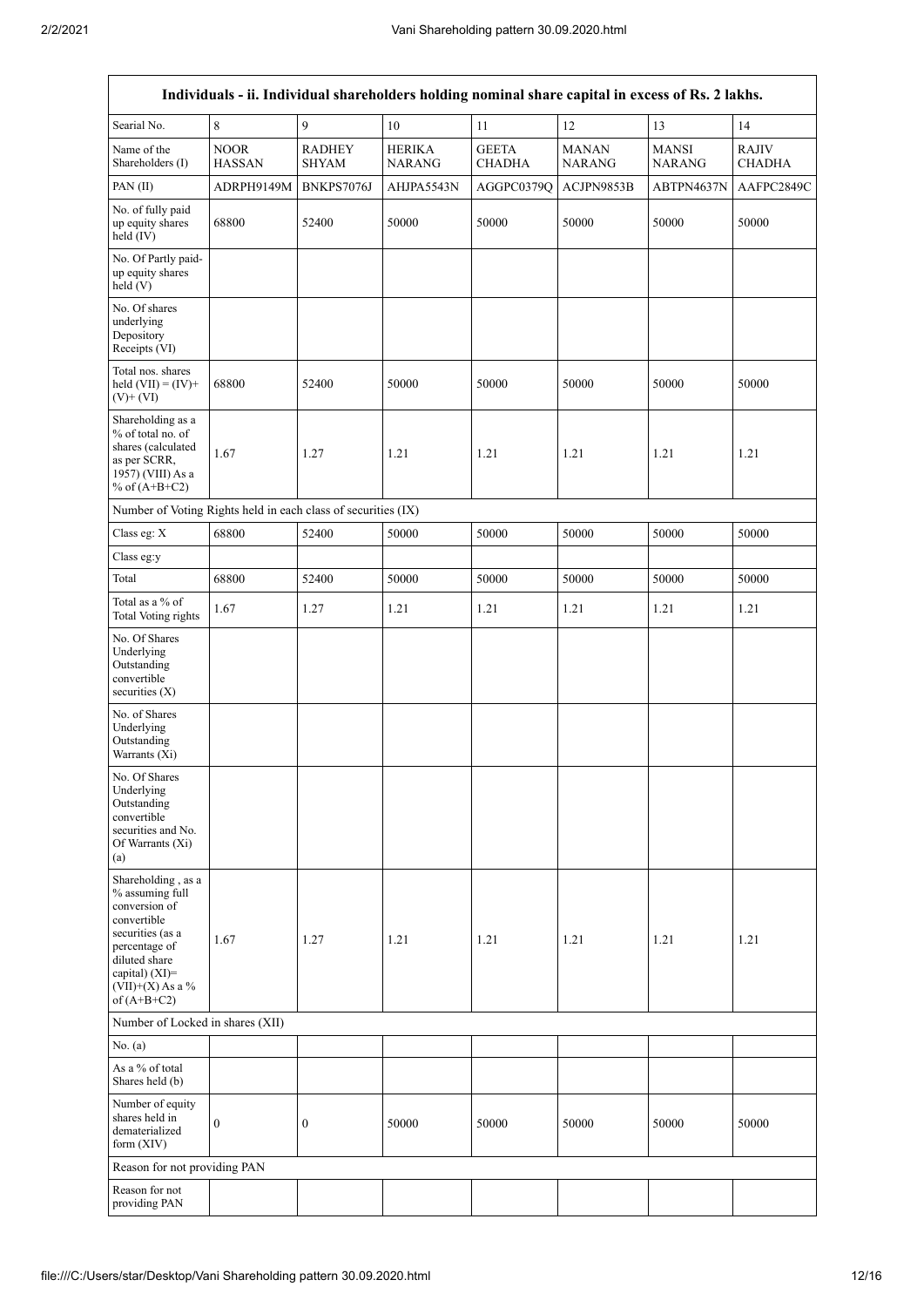| Individuals - ii. Individual shareholders holding nominal share capital in excess of Rs. 2 lakhs. | | | | | | | |
|---|---|---|---|---|---|---|---|
| Searial No. | 8 | 9 | 10 | 11 | 12 | 13 | 14 |
| Name of the Shareholders (I) | NOOR HASSAN | RADHEY SHYAM | HERIKA NARANG | GEETA CHADHA | MANAN NARANG | MANSI NARANG | RAJIV CHADHA |
| PAN (II) | ADRPH9149M | BNKPS7076J | AHJPA5543N | AGGPC0379Q | ACJPN9853B | ABTPN4637N | AAFPC2849C |
| No. of fully paid up equity shares held (IV) | 68800 | 52400 | 50000 | 50000 | 50000 | 50000 | 50000 |
| No. Of Partly paid-up equity shares held (V) | | | | | | | |
| No. Of shares underlying Depository Receipts (VI) | | | | | | | |
| Total nos. shares held (VII) = (IV)+(V)+ (VI) | 68800 | 52400 | 50000 | 50000 | 50000 | 50000 | 50000 |
| Shareholding as a % of total no. of shares (calculated as per SCRR, 1957) (VIII) As a % of (A+B+C2) | 1.67 | 1.27 | 1.21 | 1.21 | 1.21 | 1.21 | 1.21 |
| Number of Voting Rights held in each class of securities (IX) | | | | | | | |
| Class eg: X | 68800 | 52400 | 50000 | 50000 | 50000 | 50000 | 50000 |
| Class eg:y | | | | | | | |
| Total | 68800 | 52400 | 50000 | 50000 | 50000 | 50000 | 50000 |
| Total as a % of Total Voting rights | 1.67 | 1.27 | 1.21 | 1.21 | 1.21 | 1.21 | 1.21 |
| No. Of Shares Underlying Outstanding convertible securities (X) | | | | | | | |
| No. of Shares Underlying Outstanding Warrants (Xi) | | | | | | | |
| No. Of Shares Underlying Outstanding convertible securities and No. Of Warrants (Xi) (a) | | | | | | | |
| Shareholding , as a % assuming full conversion of convertible securities (as a percentage of diluted share capital) (XI)= (VII)+(X) As a % of (A+B+C2) | 1.67 | 1.27 | 1.21 | 1.21 | 1.21 | 1.21 | 1.21 |
| Number of Locked in shares (XII) | | | | | | | |
| No. (a) | | | | | | | |
| As a % of total Shares held (b) | | | | | | | |
| Number of equity shares held in dematerialized form (XIV) | 0 | 0 | 50000 | 50000 | 50000 | 50000 | 50000 |
| Reason for not providing PAN | | | | | | | |
| Reason for not providing PAN | | | | | | | |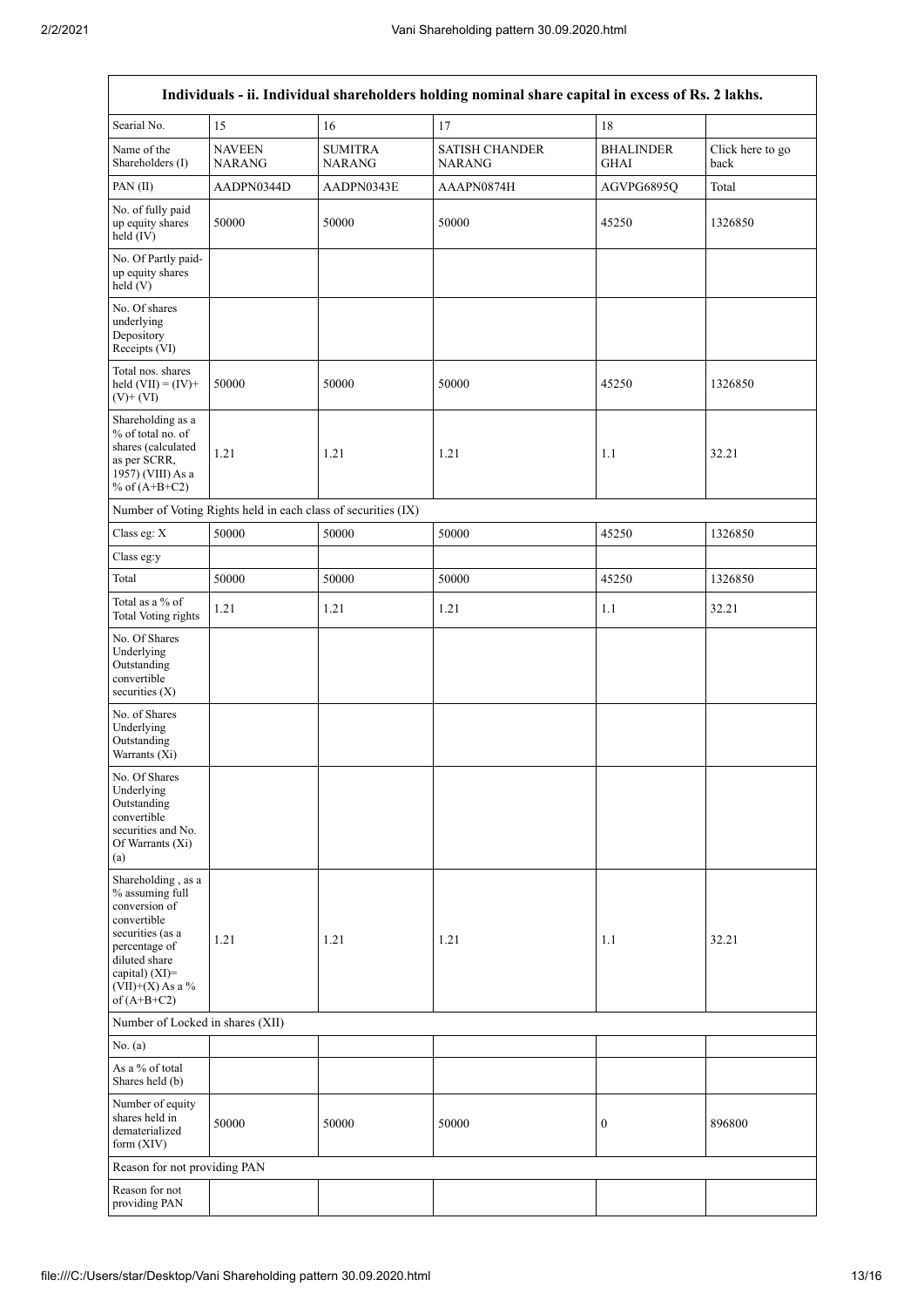| Individuals - ii. Individual shareholders holding nominal share capital in excess of Rs. 2 lakhs. | | | | | |
|---|---|---|---|---|---|
| Searial No. | 15 | 16 | 17 | 18 | |
| Name of the Shareholders (I) | NAVEEN NARANG | SUMITRA NARANG | SATISH CHANDER NARANG | BHALINDER GHAI | Click here to go back |
| PAN (II) | AADPN0344D | AADPN0343E | AAAPN0874H | AGVPG6895Q | Total |
| No. of fully paid up equity shares held (IV) | 50000 | 50000 | 50000 | 45250 | 1326850 |
| No. Of Partly paid-up equity shares held (V) | | | | | |
| No. Of shares underlying Depository Receipts (VI) | | | | | |
| Total nos. shares held (VII) = (IV)+ (V)+ (VI) | 50000 | 50000 | 50000 | 45250 | 1326850 |
| Shareholding as a % of total no. of shares (calculated as per SCRR, 1957) (VIII) As a % of (A+B+C2) | 1.21 | 1.21 | 1.21 | 1.1 | 32.21 |
| Number of Voting Rights held in each class of securities (IX) | | | | | |
| Class eg: X | 50000 | 50000 | 50000 | 45250 | 1326850 |
| Class eg:y | | | | | |
| Total | 50000 | 50000 | 50000 | 45250 | 1326850 |
| Total as a % of Total Voting rights | 1.21 | 1.21 | 1.21 | 1.1 | 32.21 |
| No. Of Shares Underlying Outstanding convertible securities (X) | | | | | |
| No. of Shares Underlying Outstanding Warrants (Xi) | | | | | |
| No. Of Shares Underlying Outstanding convertible securities and No. Of Warrants (Xi) (a) | | | | | |
| Shareholding , as a % assuming full conversion of convertible securities (as a percentage of diluted share capital) (XI)= (VII)+(X) As a % of (A+B+C2) | 1.21 | 1.21 | 1.21 | 1.1 | 32.21 |
| Number of Locked in shares (XII) | | | | | |
| No. (a) | | | | | |
| As a % of total Shares held (b) | | | | | |
| Number of equity shares held in dematerialized form (XIV) | 50000 | 50000 | 50000 | 0 | 896800 |
| Reason for not providing PAN | | | | | |
| Reason for not providing PAN | | | | | |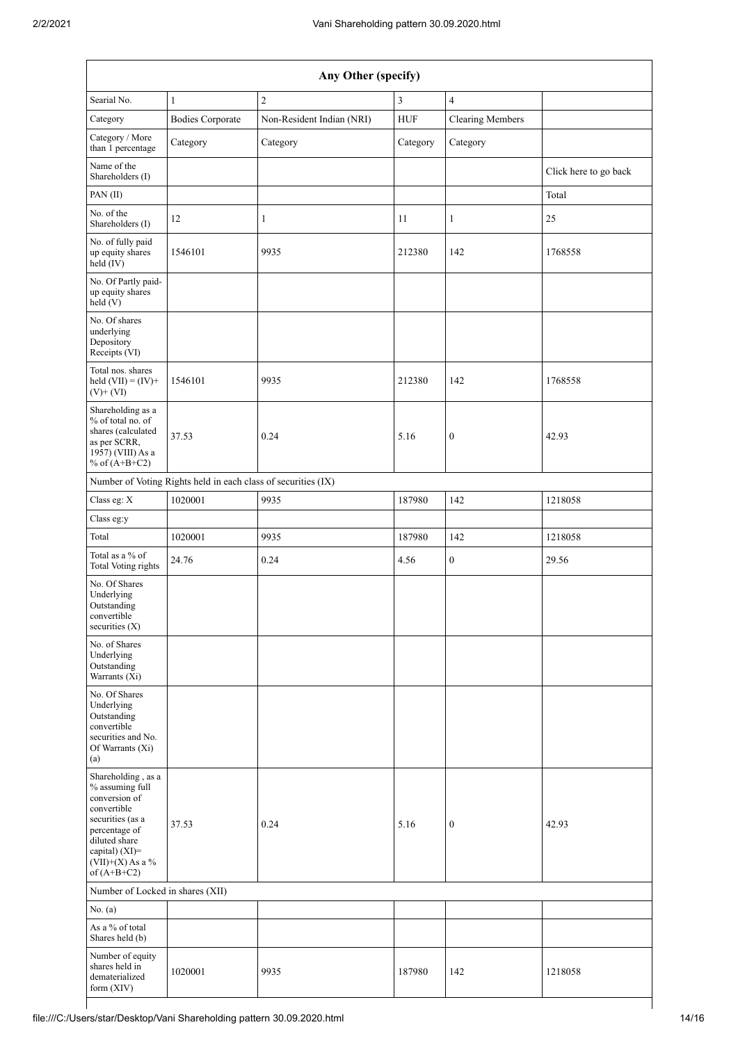| Any Other (specify) | | | | | |
|---|---|---|---|---|---|
| Searial No. | 1 | 2 | 3 | 4 | |
| Category | Bodies Corporate | Non-Resident Indian (NRI) | HUF | Clearing Members | |
| Category / More than 1 percentage | Category | Category | Category | Category | |
| Name of the Shareholders (I) | | | | | Click here to go back |
| PAN (II) | | | | | Total |
| No. of the Shareholders (I) | 12 | 1 | 11 | 1 | 25 |
| No. of fully paid up equity shares held (IV) | 1546101 | 9935 | 212380 | 142 | 1768558 |
| No. Of Partly paid-up equity shares held (V) | | | | | |
| No. Of shares underlying Depository Receipts (VI) | | | | | |
| Total nos. shares held (VII) = (IV)+(V)+ (VI) | 1546101 | 9935 | 212380 | 142 | 1768558 |
| Shareholding as a % of total no. of shares (calculated as per SCRR, 1957) (VIII) As a % of (A+B+C2) | 37.53 | 0.24 | 5.16 | 0 | 42.93 |
| Number of Voting Rights held in each class of securities (IX) | | | | | |
| Class eg: X | 1020001 | 9935 | 187980 | 142 | 1218058 |
| Class eg:y | | | | | |
| Total | 1020001 | 9935 | 187980 | 142 | 1218058 |
| Total as a % of Total Voting rights | 24.76 | 0.24 | 4.56 | 0 | 29.56 |
| No. Of Shares Underlying Outstanding convertible securities (X) | | | | | |
| No. of Shares Underlying Outstanding Warrants (Xi) | | | | | |
| No. Of Shares Underlying Outstanding convertible securities and No. Of Warrants (Xi) (a) | | | | | |
| Shareholding , as a % assuming full conversion of convertible securities (as a percentage of diluted share capital) (XI)= (VII)+(X) As a % of (A+B+C2) | 37.53 | 0.24 | 5.16 | 0 | 42.93 |
| Number of Locked in shares (XII) | | | | | |
| No. (a) | | | | | |
| As a % of total Shares held (b) | | | | | |
| Number of equity shares held in dematerialized form (XIV) | 1020001 | 9935 | 187980 | 142 | 1218058 |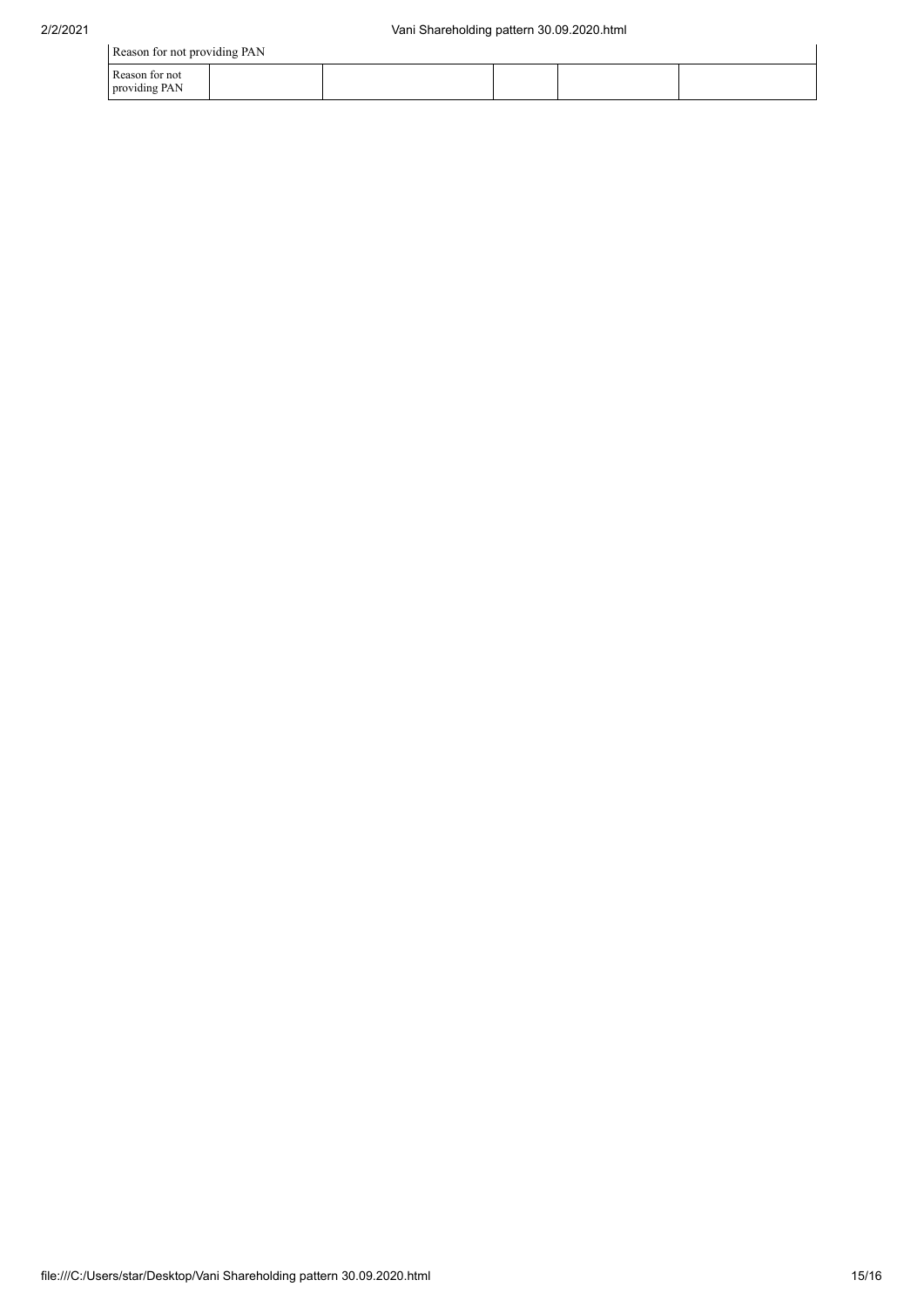| Reason for not providing PAN | | | | | |
|---|---|---|---|---|---|
| Reason for not providing PAN | | | | | |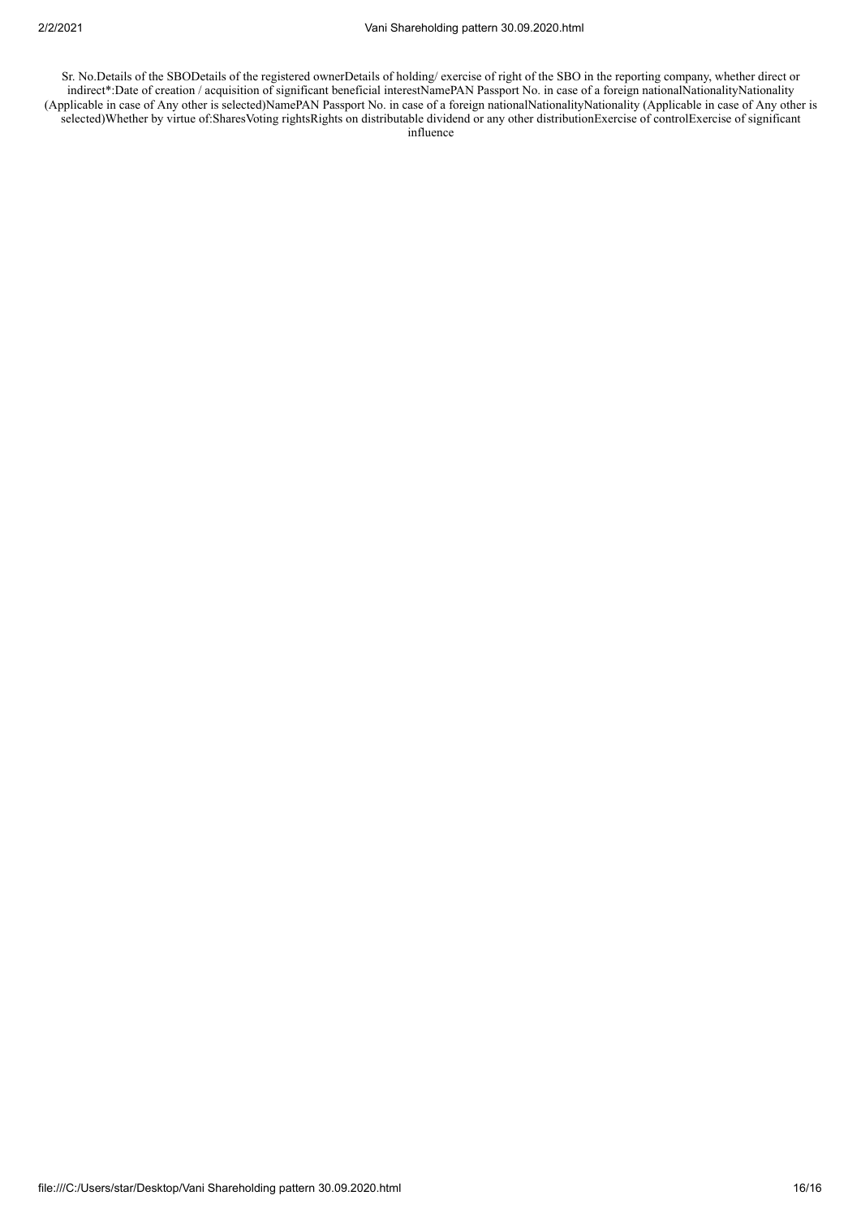Sr. No.Details of the SBODetails of the registered ownerDetails of holding/ exercise of right of the SBO in the reporting company, whether direct or indirect*:Date of creation / acquisition of significant beneficial interestNamePAN Passport No. in case of a foreign nationalNationalityNationality (Applicable in case of Any other is selected)NamePAN Passport No. in case of a foreign nationalNationalityNationality (Applicable in case of Any other is selected)Whether by virtue of:SharesVoting rightsRights on distributable dividend or any other distributionExercise of controlExercise of significant influence